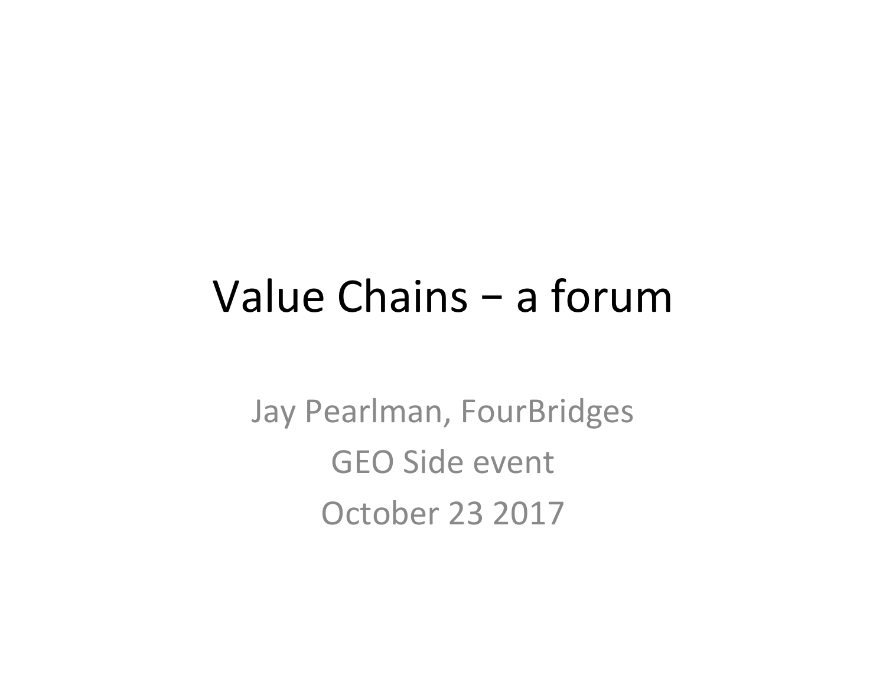# Value Chains − a forum

Jay Pearlman, FourBridges

GEO Side event

October 23 2017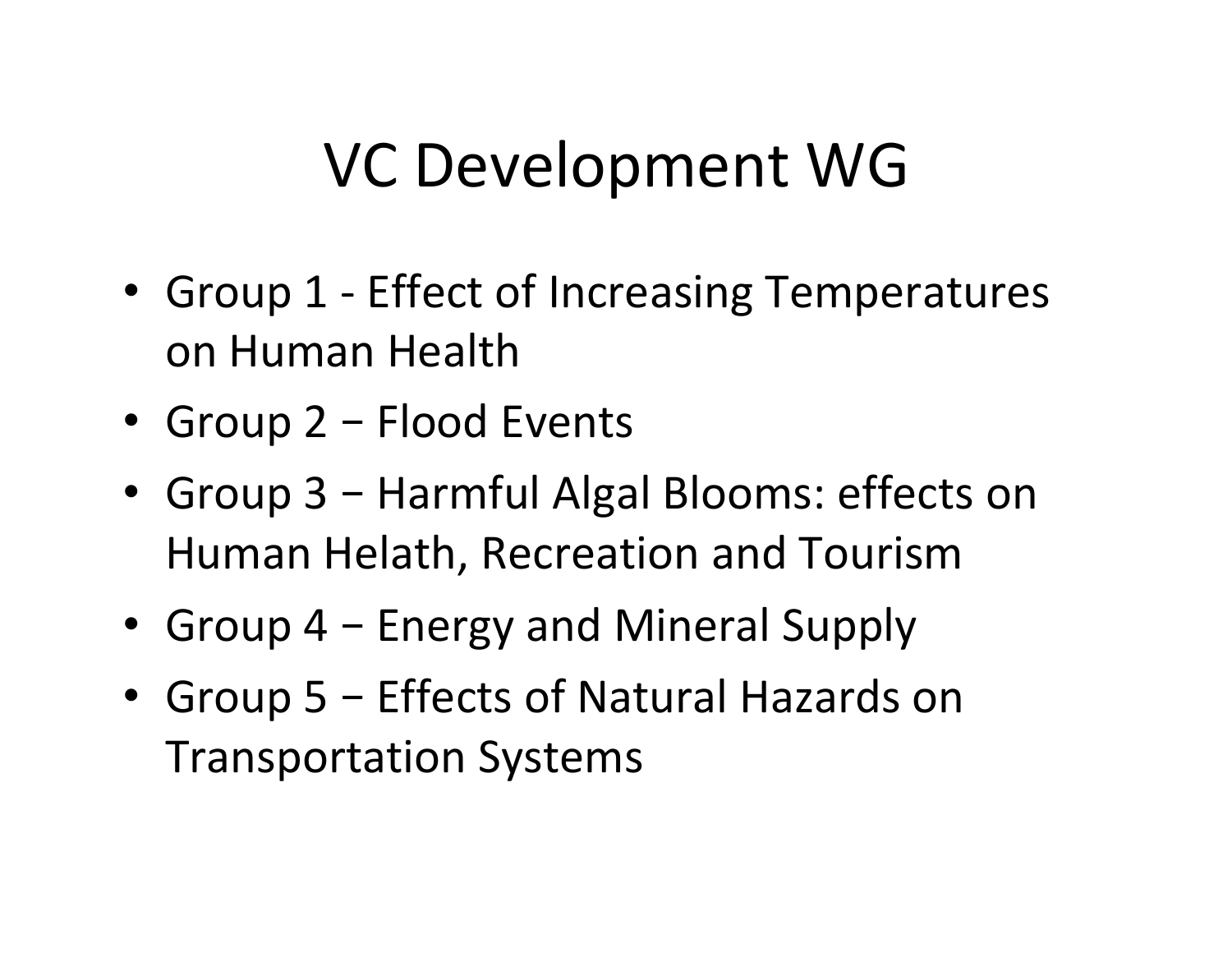# VC Development WG

- Group 1 - Effect of Increasing Temperatures on Human Health
- Group 2 − Flood Events
- Group 3 − Harmful Algal Blooms: effects on Human Helath, Recreation and Tourism
- Group 4 − Energy and Mineral Supply
- Group 5 − Effects of Natural Hazards on Transportation Systems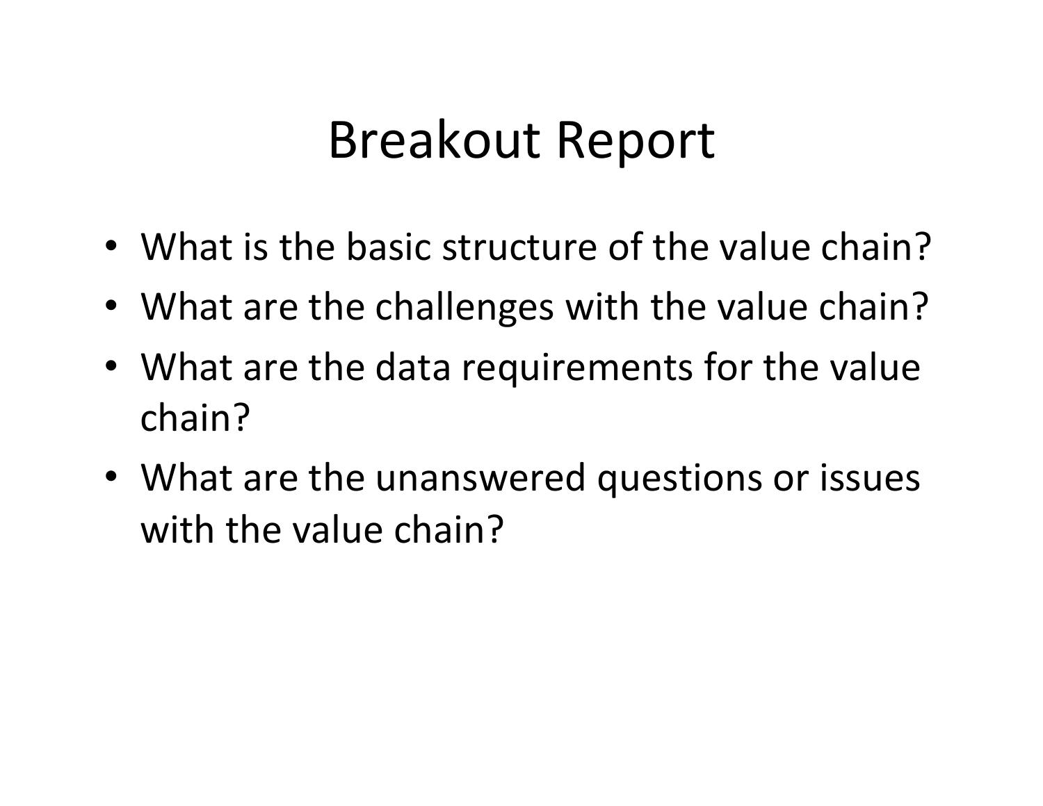# Breakout Report

- What is the basic structure of the value chain?
- What are the challenges with the value chain?
- What are the data requirements for the value chain?
- What are the unanswered questions or issues with the value chain?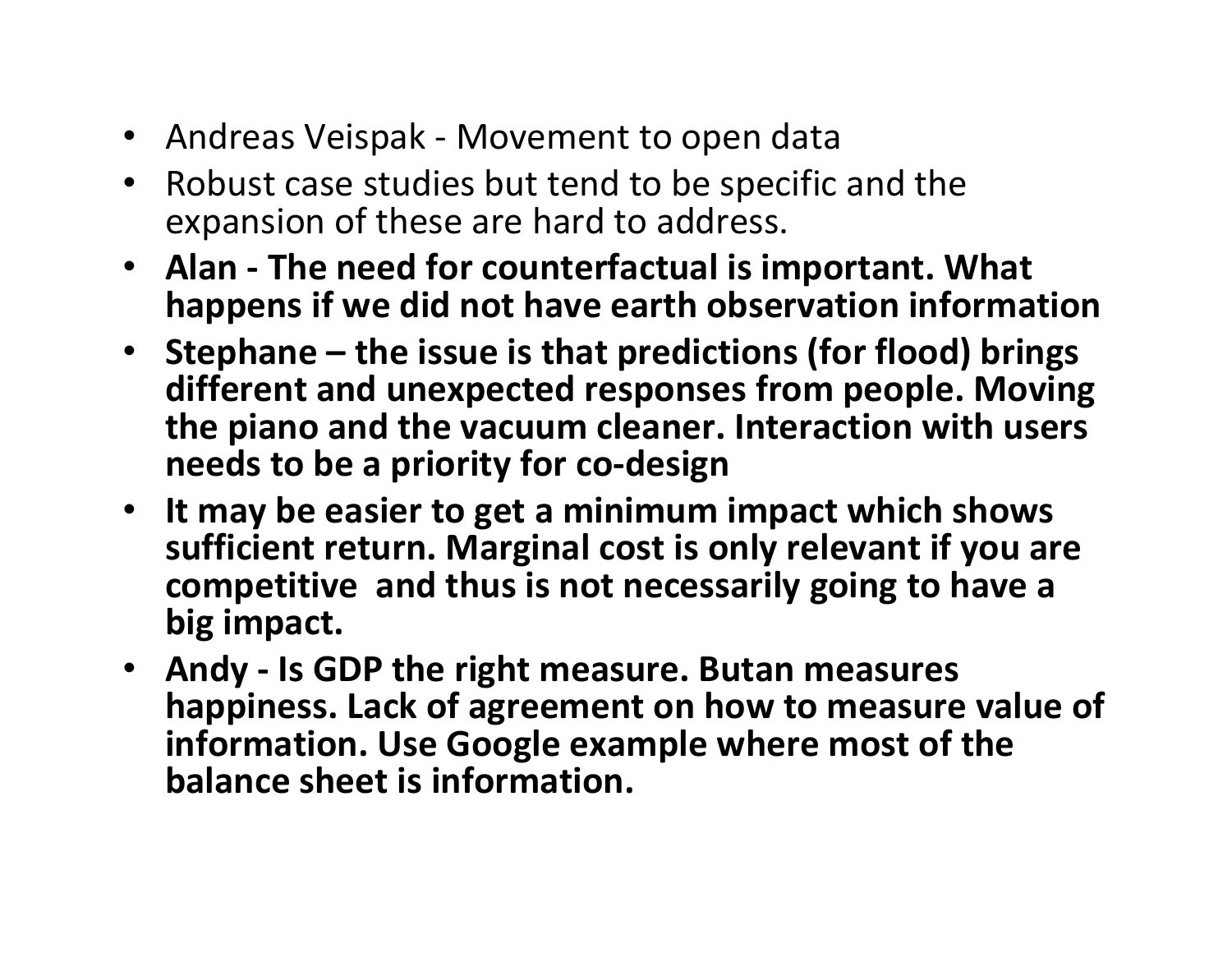- Andreas Veispak - Movement to open data
- Robust case studies but tend to be specific and the expansion of these are hard to address.
- **Alan - The need for counterfactual is important. What happens if we did not have earth observation information**
- **Stephane – the issue is that predictions (for flood) brings different and unexpected responses from people. Moving the piano and the vacuum cleaner. Interaction with users needs to be a priority for co-design**
- **It may be easier to get a minimum impact which shows sufficient return. Marginal cost is only relevant if you are competitive  and thus is not necessarily going to have a big impact.**
- **Andy - Is GDP the right measure. Butan measures happiness. Lack of agreement on how to measure value of information. Use Google example where most of the balance sheet is information.**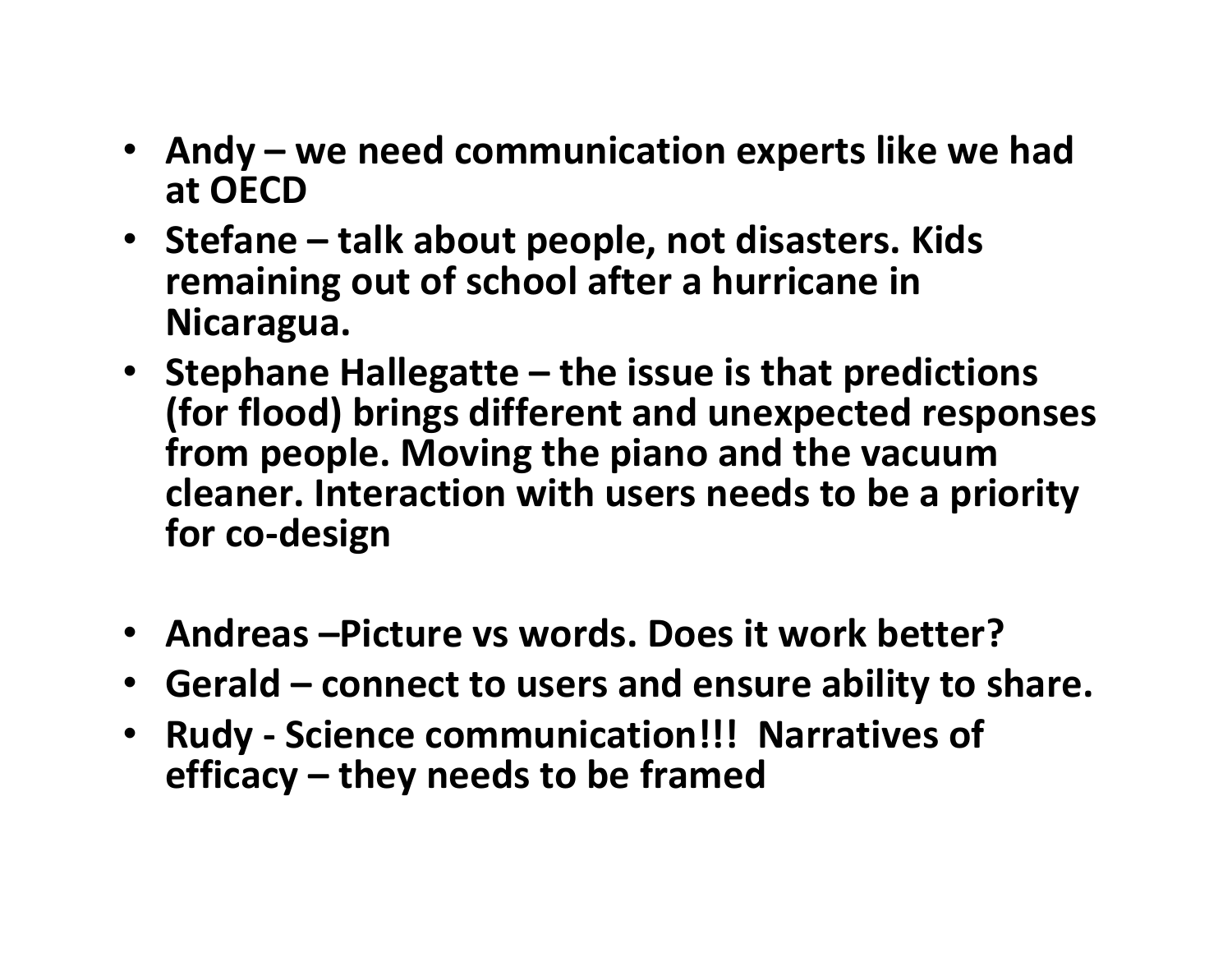- **Andy – we need communication experts like we had at OECD**
- **Stefane – talk about people, not disasters. Kids remaining out of school after a hurricane in Nicaragua.**
- **Stephane Hallegatte – the issue is that predictions (for flood) brings different and unexpected responses from people. Moving the piano and the vacuum cleaner. Interaction with users needs to be a priority for co-design**

- **Andreas –Picture vs words. Does it work better?**
- **Gerald – connect to users and ensure ability to share.**
- **Rudy - Science communication!!! Narratives of efficacy – they needs to be framed**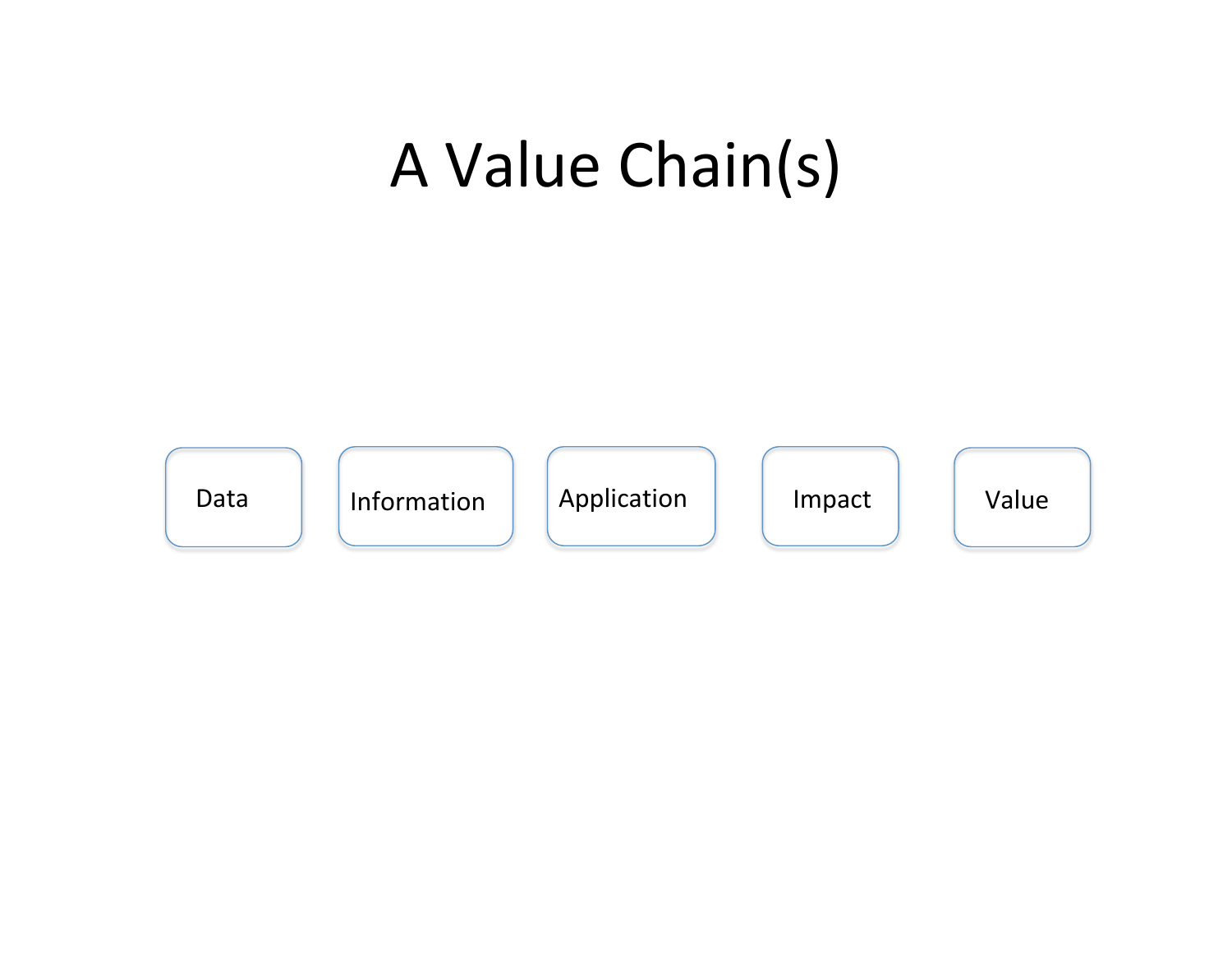# A Value Chain(s)

Data

Information

Application

Impact

Value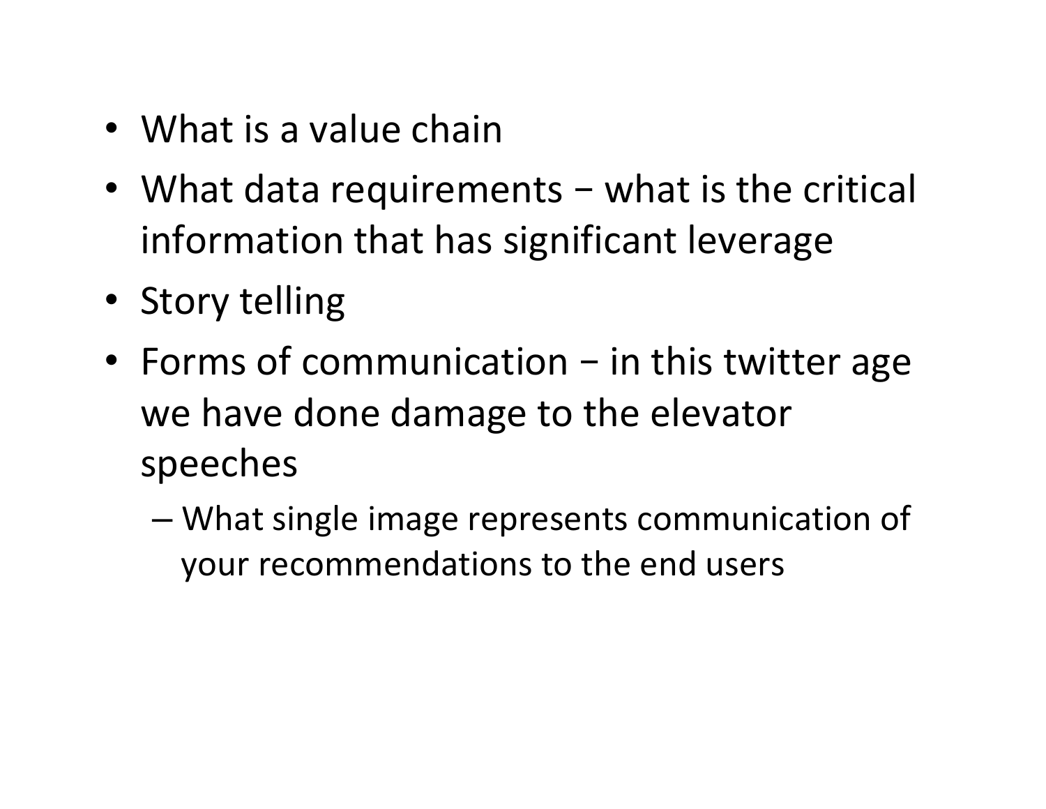- What is a value chain
- What data requirements − what is the critical information that has significant leverage
- Story telling
- Forms of communication − in this twitter age we have done damage to the elevator speeches
  - What single image represents communication of your recommendations to the end users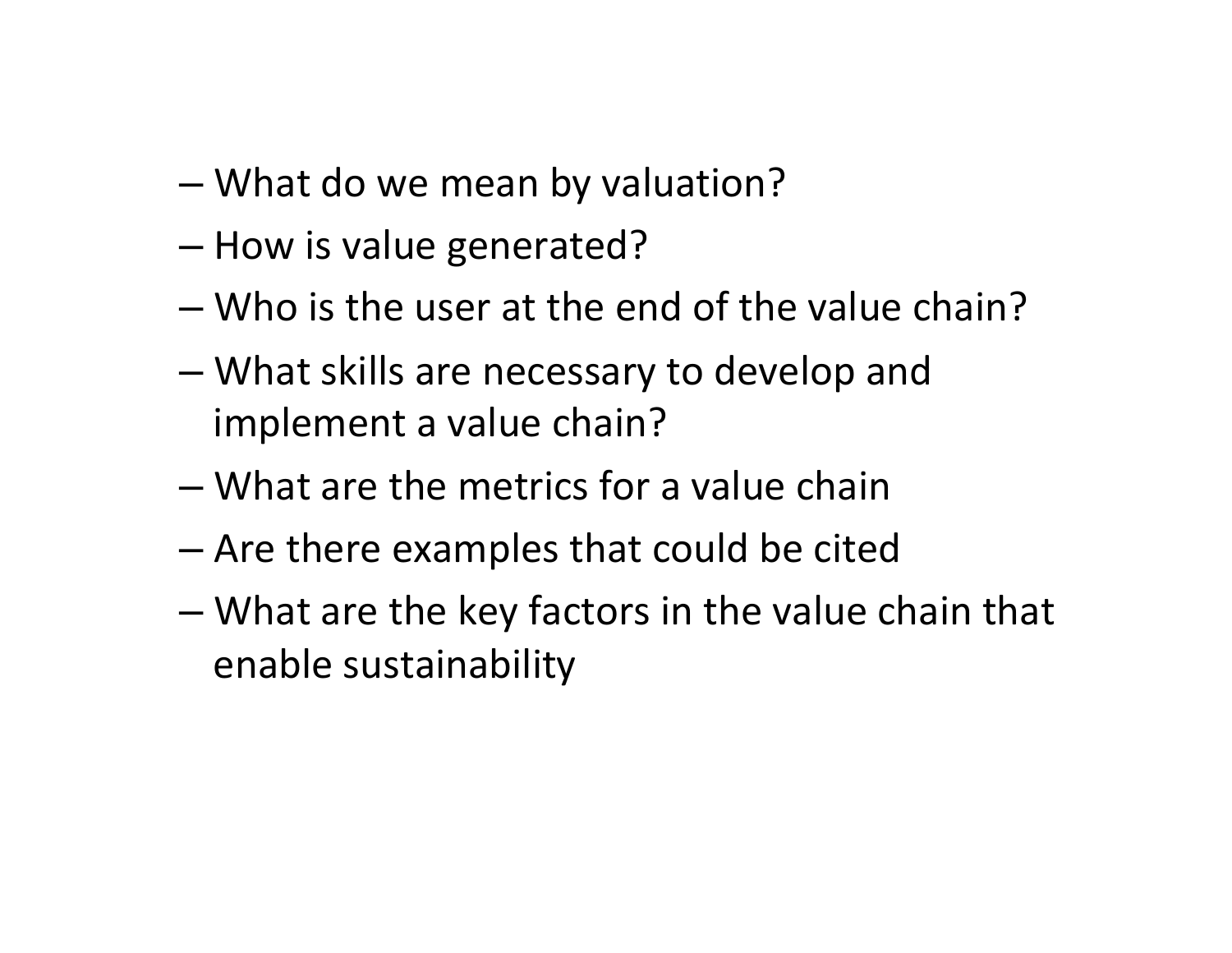- What do we mean by valuation?
- How is value generated?
- Who is the user at the end of the value chain?
- What skills are necessary to develop and implement a value chain?
- What are the metrics for a value chain
- Are there examples that could be cited
- What are the key factors in the value chain that enable sustainability